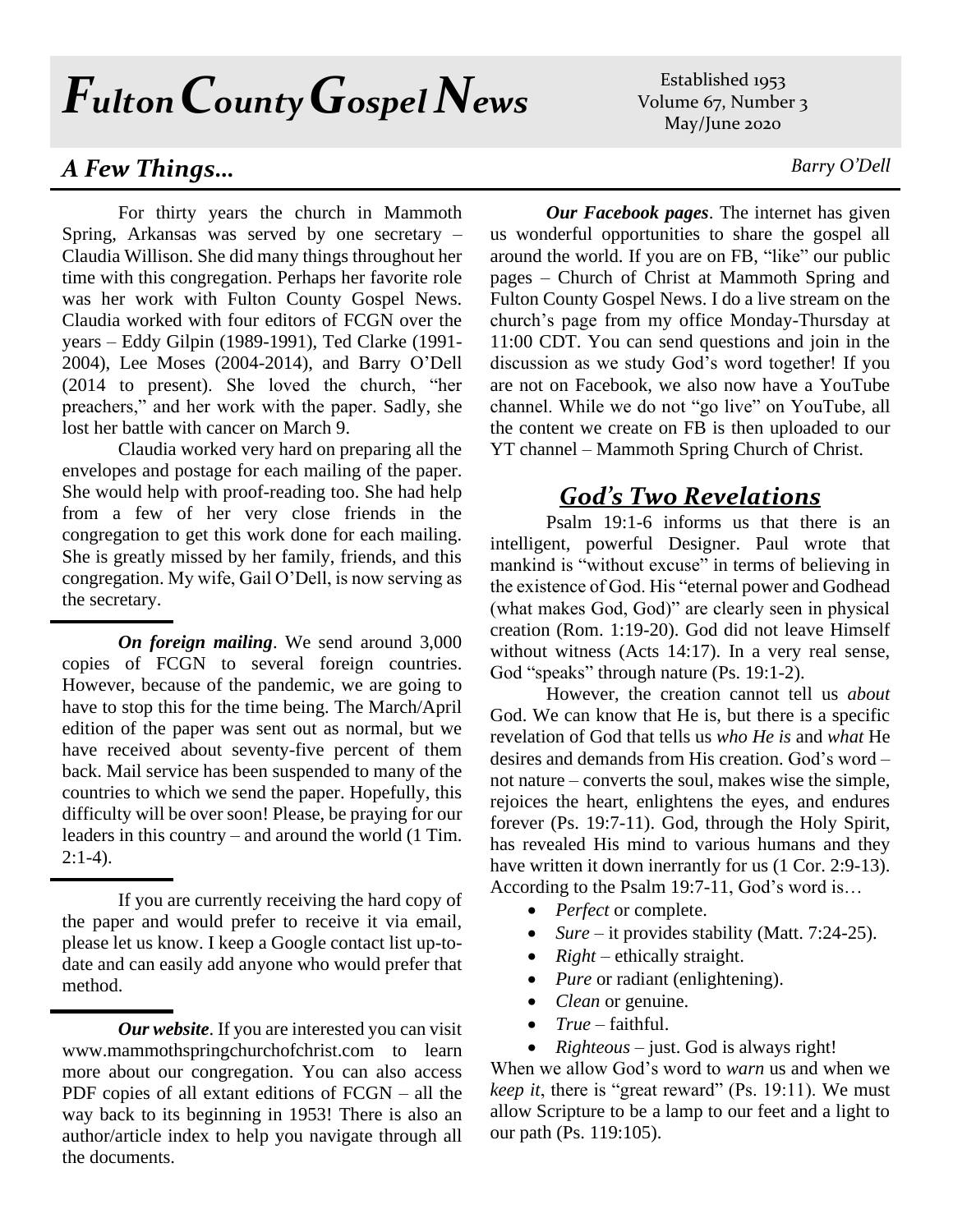# *Fulton County Gospel News*

Established 1953
Volume 67, Number 3
May/June 2020

## *A Few Things…*

*Barry O'Dell*

For thirty years the church in Mammoth Spring, Arkansas was served by one secretary – Claudia Willison. She did many things throughout her time with this congregation. Perhaps her favorite role was her work with Fulton County Gospel News. Claudia worked with four editors of FCGN over the years – Eddy Gilpin (1989-1991), Ted Clarke (1991-2004), Lee Moses (2004-2014), and Barry O'Dell (2014 to present). She loved the church, "her preachers," and her work with the paper. Sadly, she lost her battle with cancer on March 9.

Claudia worked very hard on preparing all the envelopes and postage for each mailing of the paper. She would help with proof-reading too. She had help from a few of her very close friends in the congregation to get this work done for each mailing. She is greatly missed by her family, friends, and this congregation. My wife, Gail O'Dell, is now serving as the secretary.

***On foreign mailing***. We send around 3,000 copies of FCGN to several foreign countries. However, because of the pandemic, we are going to have to stop this for the time being. The March/April edition of the paper was sent out as normal, but we have received about seventy-five percent of them back. Mail service has been suspended to many of the countries to which we send the paper. Hopefully, this difficulty will be over soon! Please, be praying for our leaders in this country – and around the world (1 Tim. 2:1-4).

If you are currently receiving the hard copy of the paper and would prefer to receive it via email, please let us know. I keep a Google contact list up-to-date and can easily add anyone who would prefer that method.

***Our website***. If you are interested you can visit www.mammothspringchurchofchrist.com to learn more about our congregation. You can also access PDF copies of all extant editions of FCGN – all the way back to its beginning in 1953! There is also an author/article index to help you navigate through all the documents.

***Our Facebook pages***. The internet has given us wonderful opportunities to share the gospel all around the world. If you are on FB, "like" our public pages – Church of Christ at Mammoth Spring and Fulton County Gospel News. I do a live stream on the church's page from my office Monday-Thursday at 11:00 CDT. You can send questions and join in the discussion as we study God's word together! If you are not on Facebook, we also now have a YouTube channel. While we do not "go live" on YouTube, all the content we create on FB is then uploaded to our YT channel – Mammoth Spring Church of Christ.

## ***God's Two Revelations***

Psalm 19:1-6 informs us that there is an intelligent, powerful Designer. Paul wrote that mankind is "without excuse" in terms of believing in the existence of God. His "eternal power and Godhead (what makes God, God)" are clearly seen in physical creation (Rom. 1:19-20). God did not leave Himself without witness (Acts 14:17). In a very real sense, God "speaks" through nature (Ps. 19:1-2).

However, the creation cannot tell us *about* God. We can know that He is, but there is a specific revelation of God that tells us *who He is* and *what* He desires and demands from His creation. God's word – not nature – converts the soul, makes wise the simple, rejoices the heart, enlightens the eyes, and endures forever (Ps. 19:7-11). God, through the Holy Spirit, has revealed His mind to various humans and they have written it down inerrantly for us (1 Cor. 2:9-13). According to the Psalm 19:7-11, God's word is…

- *Perfect* or complete.
- *Sure* – it provides stability (Matt. 7:24-25).
- *Right* – ethically straight.
- *Pure* or radiant (enlightening).
- *Clean* or genuine.
- *True* – faithful.
- *Righteous* – just. God is always right!

When we allow God's word to *warn* us and when we *keep it*, there is "great reward" (Ps. 19:11). We must allow Scripture to be a lamp to our feet and a light to our path (Ps. 119:105).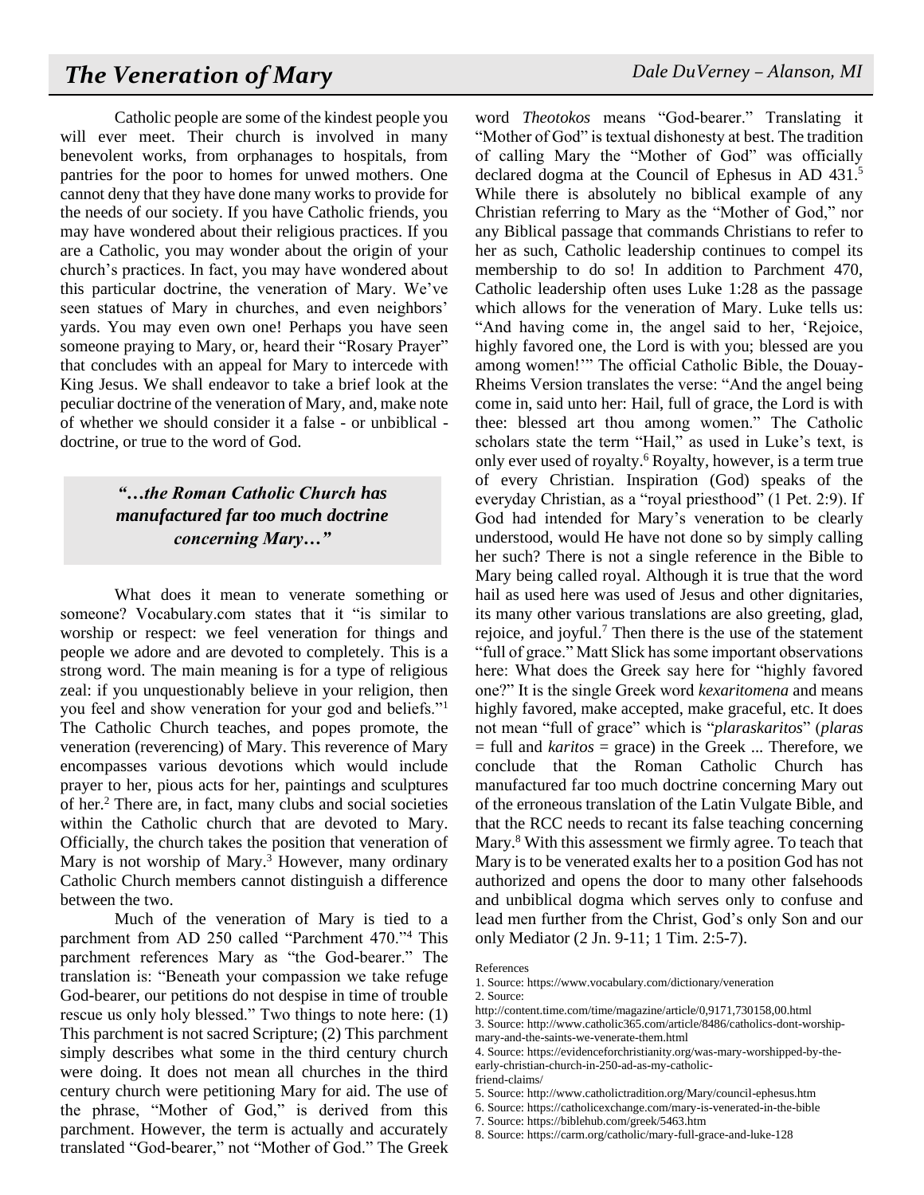# *The Veneration of Mary*

*Dale DuVerney – Alanson, MI*

Catholic people are some of the kindest people you will ever meet. Their church is involved in many benevolent works, from orphanages to hospitals, from pantries for the poor to homes for unwed mothers. One cannot deny that they have done many works to provide for the needs of our society. If you have Catholic friends, you may have wondered about their religious practices. If you are a Catholic, you may wonder about the origin of your church's practices. In fact, you may have wondered about this particular doctrine, the veneration of Mary. We've seen statues of Mary in churches, and even neighbors' yards. You may even own one! Perhaps you have seen someone praying to Mary, or, heard their "Rosary Prayer" that concludes with an appeal for Mary to intercede with King Jesus. We shall endeavor to take a brief look at the peculiar doctrine of the veneration of Mary, and, make note of whether we should consider it a false - or unbiblical - doctrine, or true to the word of God.

> ***"…the Roman Catholic Church has manufactured far too much doctrine concerning Mary…"***

What does it mean to venerate something or someone? Vocabulary.com states that it "is similar to worship or respect: we feel veneration for things and people we adore and are devoted to completely. This is a strong word. The main meaning is for a type of religious zeal: if you unquestionably believe in your religion, then you feel and show veneration for your god and beliefs."[1] The Catholic Church teaches, and popes promote, the veneration (reverencing) of Mary. This reverence of Mary encompasses various devotions which would include prayer to her, pious acts for her, paintings and sculptures of her.[2] There are, in fact, many clubs and social societies within the Catholic church that are devoted to Mary. Officially, the church takes the position that veneration of Mary is not worship of Mary.[3] However, many ordinary Catholic Church members cannot distinguish a difference between the two.

Much of the veneration of Mary is tied to a parchment from AD 250 called "Parchment 470."[4] This parchment references Mary as "the God-bearer." The translation is: "Beneath your compassion we take refuge God-bearer, our petitions do not despise in time of trouble rescue us only holy blessed." Two things to note here: (1) This parchment is not sacred Scripture; (2) This parchment simply describes what some in the third century church were doing. It does not mean all churches in the third century church were petitioning Mary for aid. The use of the phrase, "Mother of God," is derived from this parchment. However, the term is actually and accurately translated "God-bearer," not "Mother of God." The Greek word *Theotokos* means "God-bearer." Translating it "Mother of God" is textual dishonesty at best. The tradition of calling Mary the "Mother of God" was officially declared dogma at the Council of Ephesus in AD 431.[5] While there is absolutely no biblical example of any Christian referring to Mary as the "Mother of God," nor any Biblical passage that commands Christians to refer to her as such, Catholic leadership continues to compel its membership to do so! In addition to Parchment 470, Catholic leadership often uses Luke 1:28 as the passage which allows for the veneration of Mary. Luke tells us: "And having come in, the angel said to her, 'Rejoice, highly favored one, the Lord is with you; blessed are you among women!'" The official Catholic Bible, the Douay-Rheims Version translates the verse: "And the angel being come in, said unto her: Hail, full of grace, the Lord is with thee: blessed art thou among women." The Catholic scholars state the term "Hail," as used in Luke's text, is only ever used of royalty.[6] Royalty, however, is a term true of every Christian. Inspiration (God) speaks of the everyday Christian, as a "royal priesthood" (1 Pet. 2:9). If God had intended for Mary's veneration to be clearly understood, would He have not done so by simply calling her such? There is not a single reference in the Bible to Mary being called royal. Although it is true that the word hail as used here was used of Jesus and other dignitaries, its many other various translations are also greeting, glad, rejoice, and joyful.[7] Then there is the use of the statement "full of grace." Matt Slick has some important observations here: What does the Greek say here for "highly favored one?" It is the single Greek word *kexaritomena* and means highly favored, make accepted, make graceful, etc. It does not mean "full of grace" which is "*plaraskaritos*" (*plaras* = full and *karitos* = grace) in the Greek ... Therefore, we conclude that the Roman Catholic Church has manufactured far too much doctrine concerning Mary out of the erroneous translation of the Latin Vulgate Bible, and that the RCC needs to recant its false teaching concerning Mary.[8] With this assessment we firmly agree. To teach that Mary is to be venerated exalts her to a position God has not authorized and opens the door to many other falsehoods and unbiblical dogma which serves only to confuse and lead men further from the Christ, God's only Son and our only Mediator (2 Jn. 9-11; 1 Tim. 2:5-7).

References

1. Source: https://www.vocabulary.com/dictionary/veneration
2. Source: http://content.time.com/time/magazine/article/0,9171,730158,00.html
3. Source: http://www.catholic365.com/article/8486/catholics-dont-worship-mary-and-the-saints-we-venerate-them.html
4. Source: https://evidenceforchristianity.org/was-mary-worshipped-by-the-early-christian-church-in-250-ad-as-my-catholic-friend-claims/
5. Source: http://www.catholictradition.org/Mary/council-ephesus.htm
6. Source: https://catholicexchange.com/mary-is-venerated-in-the-bible
7. Source: https://biblehub.com/greek/5463.htm
8. Source: https://carm.org/catholic/mary-full-grace-and-luke-128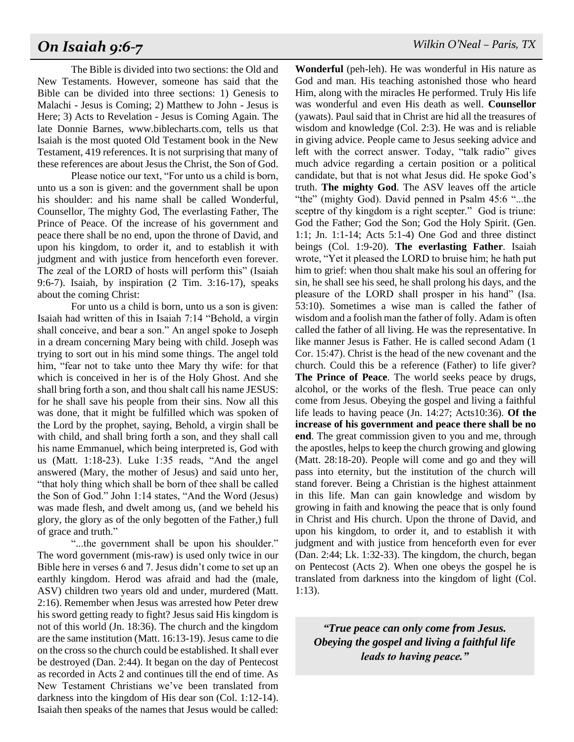# On Isaiah 9:6-7

*Wilkin O'Neal – Paris, TX*

The Bible is divided into two sections: the Old and New Testaments. However, someone has said that the Bible can be divided into three sections: 1) Genesis to Malachi - Jesus is Coming; 2) Matthew to John - Jesus is Here; 3) Acts to Revelation - Jesus is Coming Again. The late Donnie Barnes, www.biblecharts.com, tells us that Isaiah is the most quoted Old Testament book in the New Testament, 419 references. It is not surprising that many of these references are about Jesus the Christ, the Son of God.

Please notice our text, "For unto us a child is born, unto us a son is given: and the government shall be upon his shoulder: and his name shall be called Wonderful, Counsellor, The mighty God, The everlasting Father, The Prince of Peace. Of the increase of his government and peace there shall be no end, upon the throne of David, and upon his kingdom, to order it, and to establish it with judgment and with justice from henceforth even forever. The zeal of the LORD of hosts will perform this" (Isaiah 9:6-7). Isaiah, by inspiration (2 Tim. 3:16-17), speaks about the coming Christ:

For unto us a child is born, unto us a son is given: Isaiah had written of this in Isaiah 7:14 "Behold, a virgin shall conceive, and bear a son." An angel spoke to Joseph in a dream concerning Mary being with child. Joseph was trying to sort out in his mind some things. The angel told him, "fear not to take unto thee Mary thy wife: for that which is conceived in her is of the Holy Ghost. And she shall bring forth a son, and thou shalt call his name JESUS: for he shall save his people from their sins. Now all this was done, that it might be fulfilled which was spoken of the Lord by the prophet, saying, Behold, a virgin shall be with child, and shall bring forth a son, and they shall call his name Emmanuel, which being interpreted is, God with us (Matt. 1:18-23). Luke 1:35 reads, "And the angel answered (Mary, the mother of Jesus) and said unto her, "that holy thing which shall be born of thee shall be called the Son of God." John 1:14 states, "And the Word (Jesus) was made flesh, and dwelt among us, (and we beheld his glory, the glory as of the only begotten of the Father,) full of grace and truth."

"...the government shall be upon his shoulder." The word government (mis-raw) is used only twice in our Bible here in verses 6 and 7. Jesus didn't come to set up an earthly kingdom. Herod was afraid and had the (male, ASV) children two years old and under, murdered (Matt. 2:16). Remember when Jesus was arrested how Peter drew his sword getting ready to fight? Jesus said His kingdom is not of this world (Jn. 18:36). The church and the kingdom are the same institution (Matt. 16:13-19). Jesus came to die on the cross so the church could be established. It shall ever be destroyed (Dan. 2:44). It began on the day of Pentecost as recorded in Acts 2 and continues till the end of time. As New Testament Christians we've been translated from darkness into the kingdom of His dear son (Col. 1:12-14). Isaiah then speaks of the names that Jesus would be called: **Wonderful** (peh-leh). He was wonderful in His nature as God and man. His teaching astonished those who heard Him, along with the miracles He performed. Truly His life was wonderful and even His death as well. **Counsellor** (yawats). Paul said that in Christ are hid all the treasures of wisdom and knowledge (Col. 2:3). He was and is reliable in giving advice. People came to Jesus seeking advice and left with the correct answer. Today, "talk radio" gives much advice regarding a certain position or a political candidate, but that is not what Jesus did. He spoke God's truth. **The mighty God**. The ASV leaves off the article "the" (mighty God). David penned in Psalm 45:6 "...the sceptre of thy kingdom is a right scepter." God is triune: God the Father; God the Son; God the Holy Spirit. (Gen. 1:1; Jn. 1:1-14; Acts 5:1-4) One God and three distinct beings (Col. 1:9-20). **The everlasting Father**. Isaiah wrote, "Yet it pleased the LORD to bruise him; he hath put him to grief: when thou shalt make his soul an offering for sin, he shall see his seed, he shall prolong his days, and the pleasure of the LORD shall prosper in his hand" (Isa. 53:10). Sometimes a wise man is called the father of wisdom and a foolish man the father of folly. Adam is often called the father of all living. He was the representative. In like manner Jesus is Father. He is called second Adam (1 Cor. 15:47). Christ is the head of the new covenant and the church. Could this be a reference (Father) to life giver? **The Prince of Peace**. The world seeks peace by drugs, alcohol, or the works of the flesh. True peace can only come from Jesus. Obeying the gospel and living a faithful life leads to having peace (Jn. 14:27; Acts10:36). **Of the increase of his government and peace there shall be no end**. The great commission given to you and me, through the apostles, helps to keep the church growing and glowing (Matt. 28:18-20). People will come and go and they will pass into eternity, but the institution of the church will stand forever. Being a Christian is the highest attainment in this life. Man can gain knowledge and wisdom by growing in faith and knowing the peace that is only found in Christ and His church. Upon the throne of David, and upon his kingdom, to order it, and to establish it with judgment and with justice from henceforth even for ever (Dan. 2:44; Lk. 1:32-33). The kingdom, the church, began on Pentecost (Acts 2). When one obeys the gospel he is translated from darkness into the kingdom of light (Col. 1:13).

> ***"True peace can only come from Jesus. Obeying the gospel and living a faithful life leads to having peace."***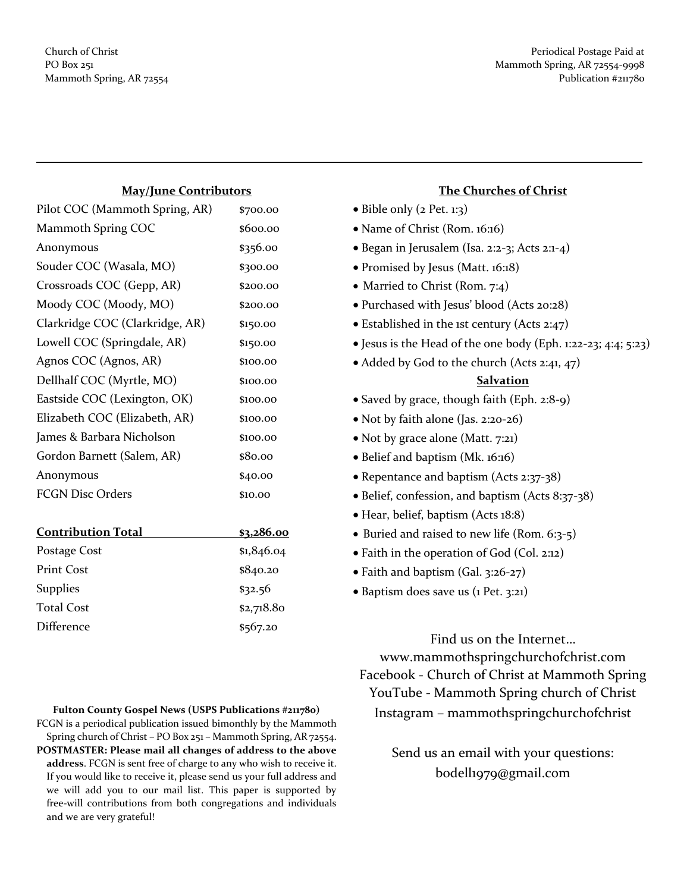Church of Christ
PO Box 251
Mammoth Spring, AR 72554

Periodical Postage Paid at
Mammoth Spring, AR 72554-9998
Publication #211780

---

## May/June Contributors

| | |
|---|---|
| Pilot COC (Mammoth Spring, AR) | $700.00 |
| Mammoth Spring COC | $600.00 |
| Anonymous | $356.00 |
| Souder COC (Wasala, MO) | $300.00 |
| Crossroads COC (Gepp, AR) | $200.00 |
| Moody COC (Moody, MO) | $200.00 |
| Clarkridge COC (Clarkridge, AR) | $150.00 |
| Lowell COC (Springdale, AR) | $150.00 |
| Agnos COC (Agnos, AR) | $100.00 |
| Dellhalf COC (Myrtle, MO) | $100.00 |
| Eastside COC (Lexington, OK) | $100.00 |
| Elizabeth COC (Elizabeth, AR) | $100.00 |
| James & Barbara Nicholson | $100.00 |
| Gordon Barnett (Salem, AR) | $80.00 |
| Anonymous | $40.00 |
| FCGN Disc Orders | $10.00 |
| **Contribution Total** | **$3,286.00** |
| Postage Cost | $1,846.04 |
| Print Cost | $840.20 |
| Supplies | $32.56 |
| Total Cost | $2,718.80 |
| Difference | $567.20 |

**Fulton County Gospel News (USPS Publications #211780)**
FCGN is a periodical publication issued bimonthly by the Mammoth Spring church of Christ – PO Box 251 – Mammoth Spring, AR 72554. **POSTMASTER: Please mail all changes of address to the above address**. FCGN is sent free of charge to any who wish to receive it. If you would like to receive it, please send us your full address and we will add you to our mail list. This paper is supported by free-will contributions from both congregations and individuals and we are very grateful!

## The Churches of Christ

- Bible only (2 Pet. 1:3)
- Name of Christ (Rom. 16:16)
- Began in Jerusalem (Isa. 2:2-3; Acts 2:1-4)
- Promised by Jesus (Matt. 16:18)
- Married to Christ (Rom. 7:4)
- Purchased with Jesus' blood (Acts 20:28)
- Established in the 1st century (Acts 2:47)
- Jesus is the Head of the one body (Eph. 1:22-23; 4:4; 5:23)
- Added by God to the church (Acts 2:41, 47)

## Salvation

- Saved by grace, though faith (Eph. 2:8-9)
- Not by faith alone (Jas. 2:20-26)
- Not by grace alone (Matt. 7:21)
- Belief and baptism (Mk. 16:16)
- Repentance and baptism (Acts 2:37-38)
- Belief, confession, and baptism (Acts 8:37-38)
- Hear, belief, baptism (Acts 18:8)
- Buried and raised to new life (Rom. 6:3-5)
- Faith in the operation of God (Col. 2:12)
- Faith and baptism (Gal. 3:26-27)
- Baptism does save us (1 Pet. 3:21)

Find us on the Internet…
www.mammothspringchurchofchrist.com
Facebook - Church of Christ at Mammoth Spring
YouTube - Mammoth Spring church of Christ
Instagram – mammothspringchurchofchrist

Send us an email with your questions:
bodell1979@gmail.com